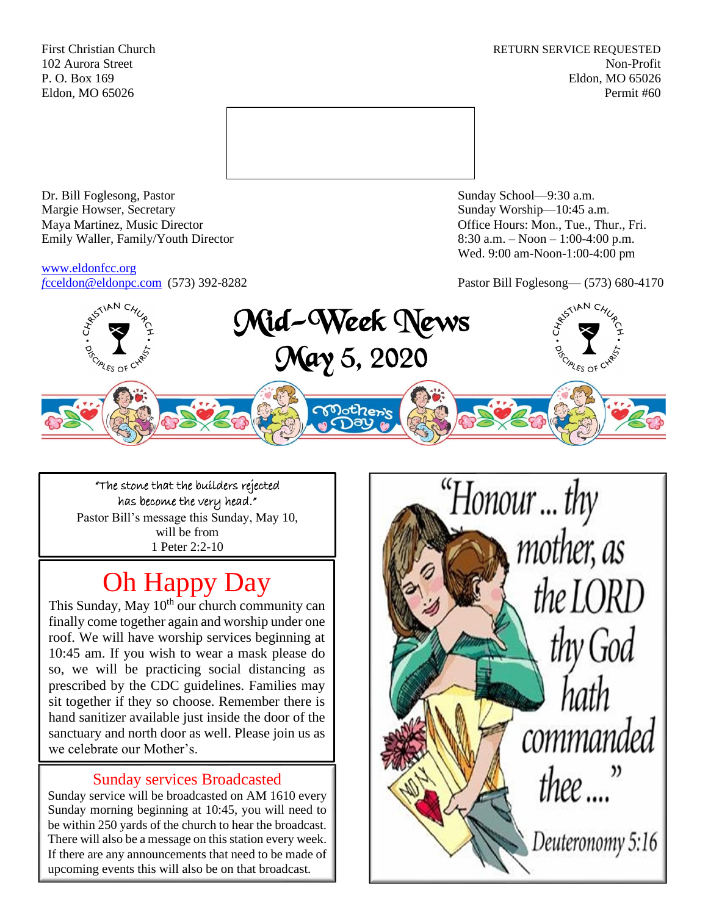First Christian Church
102 Aurora Street
P. O. Box 169
Eldon, MO 65026

RETURN SERVICE REQUESTED
Non-Profit
Eldon, MO 65026
Permit #60

Dr. Bill Foglesong, Pastor
Margie Howser, Secretary
Maya Martinez, Music Director
Emily Waller, Family/Youth Director

www.eldonfcc.org
fcceldon@eldonpc.com (573) 392-8282

Sunday School—9:30 a.m.
Sunday Worship—10:45 a.m.
Office Hours: Mon., Tue., Thur., Fri.
8:30 a.m. – Noon – 1:00-4:00 p.m.
Wed. 9:00 am-Noon-1:00-4:00 pm

Pastor Bill Foglesong— (573) 680-4170

# Mid-Week News
## May 5, 2020

"The stone that the builders rejected has become the very head."
Pastor Bill's message this Sunday, May 10, will be from
1 Peter 2:2-10

## Oh Happy Day

This Sunday, May 10th our church community can finally come together again and worship under one roof. We will have worship services beginning at 10:45 am. If you wish to wear a mask please do so, we will be practicing social distancing as prescribed by the CDC guidelines. Families may sit together if they so choose. Remember there is hand sanitizer available just inside the door of the sanctuary and north door as well. Please join us as we celebrate our Mother's.

## Sunday services Broadcasted

Sunday service will be broadcasted on AM 1610 every Sunday morning beginning at 10:45, you will need to be within 250 yards of the church to hear the broadcast. There will also be a message on this station every week. If there are any announcements that need to be made of upcoming events this will also be on that broadcast.

"Honour... thy mother, as the LORD thy God hath commanded thee...."
Deuteronomy 5:16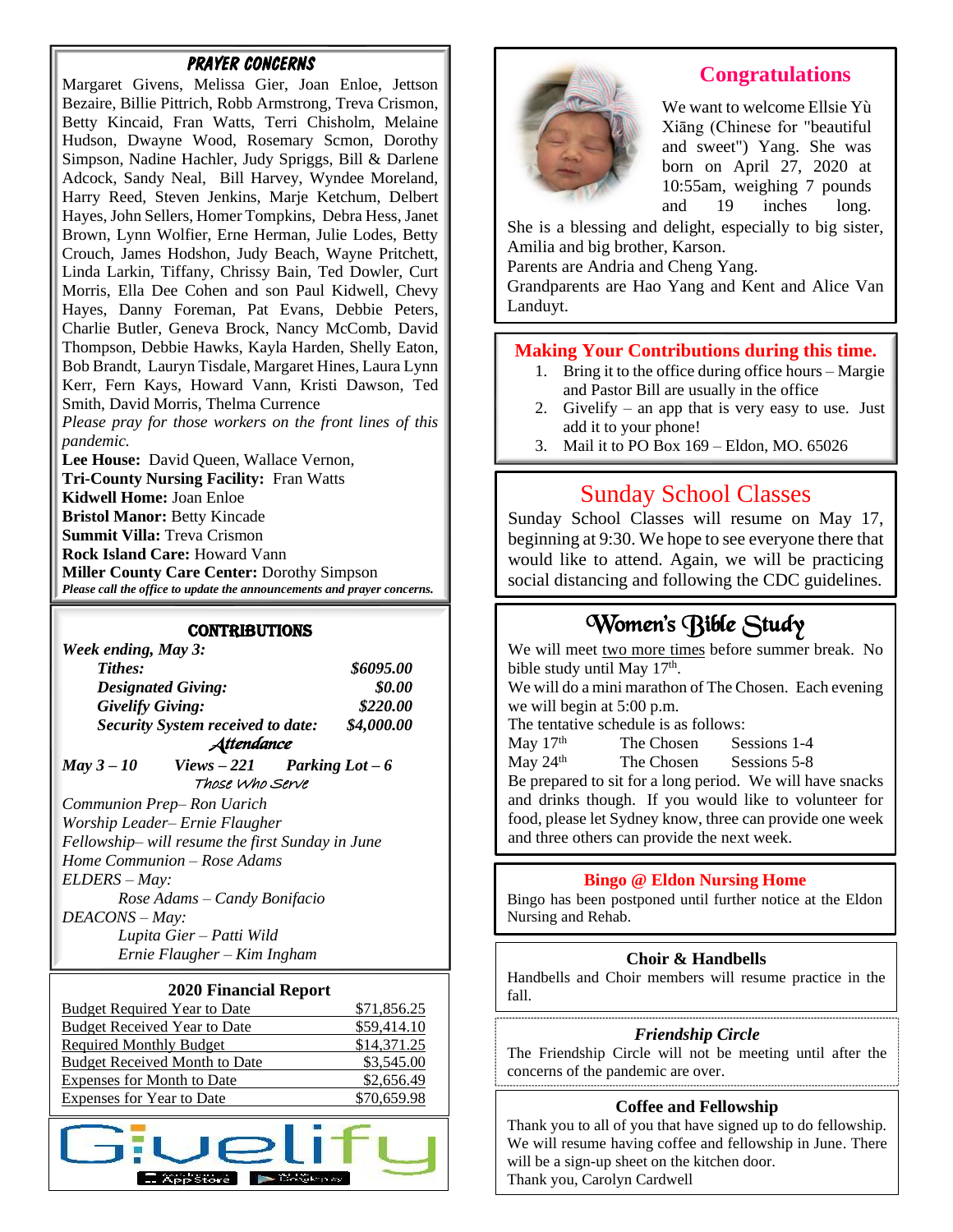## PRAYER CONCERNS

Margaret Givens, Melissa Gier, Joan Enloe, Jettson Bezaire, Billie Pittrich, Robb Armstrong, Treva Crismon, Betty Kincaid, Fran Watts, Terri Chisholm, Melaine Hudson, Dwayne Wood, Rosemary Scmon, Dorothy Simpson, Nadine Hachler, Judy Spriggs, Bill & Darlene Adcock, Sandy Neal, Bill Harvey, Wyndee Moreland, Harry Reed, Steven Jenkins, Marje Ketchum, Delbert Hayes, John Sellers, Homer Tompkins, Debra Hess, Janet Brown, Lynn Wolfier, Erne Herman, Julie Lodes, Betty Crouch, James Hodshon, Judy Beach, Wayne Pritchett, Linda Larkin, Tiffany, Chrissy Bain, Ted Dowler, Curt Morris, Ella Dee Cohen and son Paul Kidwell, Chevy Hayes, Danny Foreman, Pat Evans, Debbie Peters, Charlie Butler, Geneva Brock, Nancy McComb, David Thompson, Debbie Hawks, Kayla Harden, Shelly Eaton, Bob Brandt, Lauryn Tisdale, Margaret Hines, Laura Lynn Kerr, Fern Kays, Howard Vann, Kristi Dawson, Ted Smith, David Morris, Thelma Currence

*Please pray for those workers on the front lines of this pandemic.*

**Lee House:** David Queen, Wallace Vernon,
**Tri-County Nursing Facility:** Fran Watts
**Kidwell Home:** Joan Enloe
**Bristol Manor:** Betty Kincade
**Summit Villa:** Treva Crismon
**Rock Island Care:** Howard Vann
**Miller County Care Center:** Dorothy Simpson

***Please call the office to update the announcements and prayer concerns.***

## CONTRIBUTIONS

***Week ending, May 3:***

| | |
|---|---|
| ***Tithes:*** | ***$6095.00*** |
| ***Designated Giving:*** | ***$0.00*** |
| ***Givelify Giving:*** | ***$220.00*** |
| ***Security System received to date:*** | ***$4,000.00*** |

### *Attendance*

***May 3 – 10*** ***Views – 221*** ***Parking Lot – 6***

*Those Who Serve*

*Communion Prep– Ron Uarich*
*Worship Leader– Ernie Flaugher*
*Fellowship– will resume the first Sunday in June*
*Home Communion – Rose Adams*
*ELDERS – May:*
*Rose Adams – Candy Bonifacio*
*DEACONS – May:*
*Lupita Gier – Patti Wild*
*Ernie Flaugher – Kim Ingham*

### 2020 Financial Report

| | |
|---|---|
| Budget Required Year to Date | $71,856.25 |
| Budget Received Year to Date | $59,414.10 |
| Required Monthly Budget | $14,371.25 |
| Budget Received Month to Date | $3,545.00 |
| Expenses for Month to Date | $2,656.49 |
| Expenses for Year to Date | $70,659.98 |

Givelify

## Congratulations

We want to welcome Ellsie Yù Xiāng (Chinese for "beautiful and sweet") Yang. She was born on April 27, 2020 at 10:55am, weighing 7 pounds and 19 inches long.
She is a blessing and delight, especially to big sister, Amilia and big brother, Karson.
Parents are Andria and Cheng Yang.
Grandparents are Hao Yang and Kent and Alice Van Landuyt.

## Making Your Contributions during this time.

1. Bring it to the office during office hours – Margie and Pastor Bill are usually in the office
2. Givelify – an app that is very easy to use. Just add it to your phone!
3. Mail it to PO Box 169 – Eldon, MO. 65026

## Sunday School Classes

Sunday School Classes will resume on May 17, beginning at 9:30. We hope to see everyone there that would like to attend. Again, we will be practicing social distancing and following the CDC guidelines.

## Women's Bible Study

We will meet two more times before summer break. No bible study until May 17th.
We will do a mini marathon of The Chosen. Each evening we will begin at 5:00 p.m.
The tentative schedule is as follows:

| | | |
|---|---|---|
| May 17th | The Chosen | Sessions 1-4 |
| May 24th | The Chosen | Sessions 5-8 |

Be prepared to sit for a long period. We will have snacks and drinks though. If you would like to volunteer for food, please let Sydney know, three can provide one week and three others can provide the next week.

## Bingo @ Eldon Nursing Home

Bingo has been postponed until further notice at the Eldon Nursing and Rehab.

## Choir & Handbells

Handbells and Choir members will resume practice in the fall.

## *Friendship Circle*

The Friendship Circle will not be meeting until after the concerns of the pandemic are over.

## Coffee and Fellowship

Thank you to all of you that have signed up to do fellowship. We will resume having coffee and fellowship in June. There will be a sign-up sheet on the kitchen door.
Thank you, Carolyn Cardwell